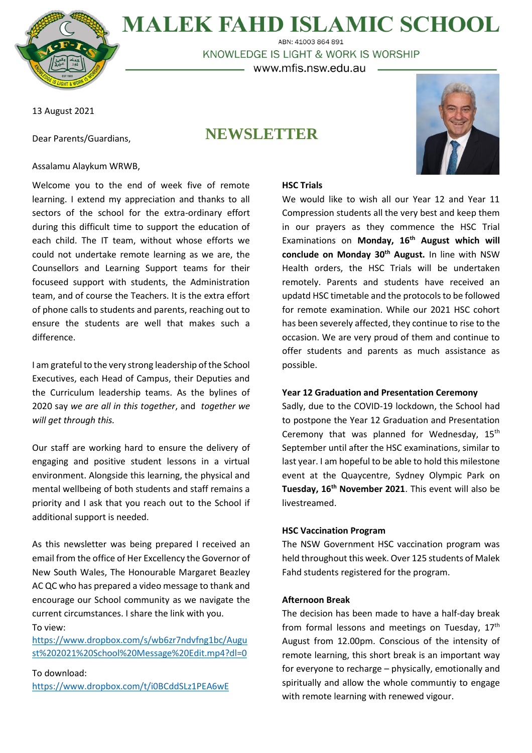# MALEK FAHD ISLAMIC SCHOOL

ABN: 41003 864 891

KNOWLEDGE IS LIGHT & WORK IS WORSHIP

www.mfis.nsw.edu.au

13 August 2021

Dear Parents/Guardians,

## NEWSLETTER

Assalamu Alaykum WRWB,

Welcome you to the end of week five of remote learning. I extend my appreciation and thanks to all sectors of the school for the extra-ordinary effort during this difficult time to support the education of each child. The IT team, without whose efforts we could not undertake remote learning as we are, the Counsellors and Learning Support teams for their focuseed support with students, the Administration team, and of course the Teachers. It is the extra effort of phone calls to students and parents, reaching out to ensure the students are well that makes such a difference.

I am grateful to the very strong leadership of the School Executives, each Head of Campus, their Deputies and the Curriculum leadership teams. As the bylines of 2020 say *we are all in this together*, and *together we will get through this.*

Our staff are working hard to ensure the delivery of engaging and positive student lessons in a virtual environment. Alongside this learning, the physical and mental wellbeing of both students and staff remains a priority and I ask that you reach out to the School if additional support is needed.

As this newsletter was being prepared I received an email from the office of Her Excellency the Governor of New South Wales, The Honourable Margaret Beazley AC QC who has prepared a video message to thank and encourage our School community as we navigate the current circumstances. I share the link with you.

To view:
https://www.dropbox.com/s/wb6zr7ndvfng1bc/August%202021%20School%20Message%20Edit.mp4?dl=0

To download:
https://www.dropbox.com/t/i0BCddSLz1PEA6wE

**HSC Trials**

We would like to wish all our Year 12 and Year 11 Compression students all the very best and keep them in our prayers as they commence the HSC Trial Examinations on **Monday, 16th August which will conclude on Monday 30th August.** In line with NSW Health orders, the HSC Trials will be undertaken remotely. Parents and students have received an updatd HSC timetable and the protocols to be followed for remote examination. While our 2021 HSC cohort has been severely affected, they continue to rise to the occasion. We are very proud of them and continue to offer students and parents as much assistance as possible.

**Year 12 Graduation and Presentation Ceremony**

Sadly, due to the COVID-19 lockdown, the School had to postpone the Year 12 Graduation and Presentation Ceremony that was planned for Wednesday, 15th September until after the HSC examinations, similar to last year. I am hopeful to be able to hold this milestone event at the Quaycentre, Sydney Olympic Park on **Tuesday, 16th November 2021**. This event will also be livestreamed.

**HSC Vaccination Program**

The NSW Government HSC vaccination program was held throughout this week. Over 125 students of Malek Fahd students registered for the program.

**Afternoon Break**

The decision has been made to have a half-day break from formal lessons and meetings on Tuesday, 17th August from 12.00pm. Conscious of the intensity of remote learning, this short break is an important way for everyone to recharge – physically, emotionally and spiritually and allow the whole communtiy to engage with remote learning with renewed vigour.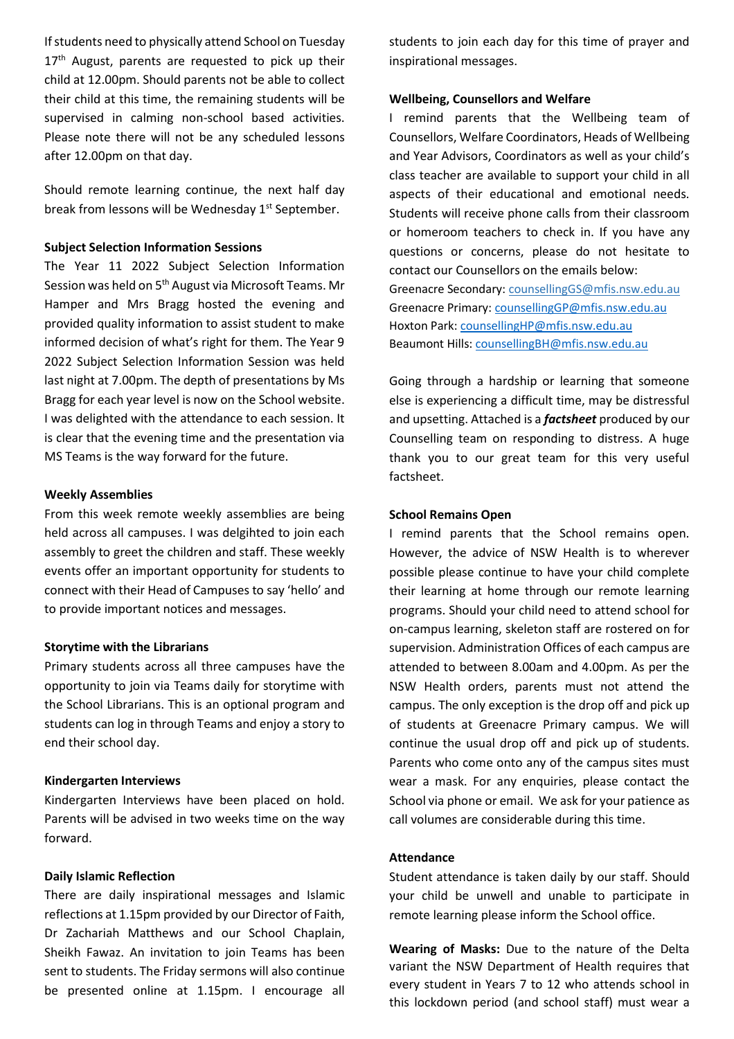If students need to physically attend School on Tuesday 17th August, parents are requested to pick up their child at 12.00pm. Should parents not be able to collect their child at this time, the remaining students will be supervised in calming non-school based activities. Please note there will not be any scheduled lessons after 12.00pm on that day.

Should remote learning continue, the next half day break from lessons will be Wednesday 1st September.

**Subject Selection Information Sessions**

The Year 11 2022 Subject Selection Information Session was held on 5th August via Microsoft Teams. Mr Hamper and Mrs Bragg hosted the evening and provided quality information to assist student to make informed decision of what's right for them. The Year 9 2022 Subject Selection Information Session was held last night at 7.00pm. The depth of presentations by Ms Bragg for each year level is now on the School website. I was delighted with the attendance to each session. It is clear that the evening time and the presentation via MS Teams is the way forward for the future.

**Weekly Assemblies**

From this week remote weekly assemblies are being held across all campuses. I was delgihted to join each assembly to greet the children and staff. These weekly events offer an important opportunity for students to connect with their Head of Campuses to say 'hello' and to provide important notices and messages.

**Storytime with the Librarians**

Primary students across all three campuses have the opportunity to join via Teams daily for storytime with the School Librarians. This is an optional program and students can log in through Teams and enjoy a story to end their school day.

**Kindergarten Interviews**

Kindergarten Interviews have been placed on hold. Parents will be advised in two weeks time on the way forward.

**Daily Islamic Reflection**

There are daily inspirational messages and Islamic reflections at 1.15pm provided by our Director of Faith, Dr Zachariah Matthews and our School Chaplain, Sheikh Fawaz. An invitation to join Teams has been sent to students. The Friday sermons will also continue be presented online at 1.15pm. I encourage all students to join each day for this time of prayer and inspirational messages.

**Wellbeing, Counsellors and Welfare**

I remind parents that the Wellbeing team of Counsellors, Welfare Coordinators, Heads of Wellbeing and Year Advisors, Coordinators as well as your child's class teacher are available to support your child in all aspects of their educational and emotional needs. Students will receive phone calls from their classroom or homeroom teachers to check in. If you have any questions or concerns, please do not hesitate to contact our Counsellors on the emails below:

Greenacre Secondary: counsellingGS@mfis.nsw.edu.au
Greenacre Primary: counsellingGP@mfis.nsw.edu.au
Hoxton Park: counsellingHP@mfis.nsw.edu.au
Beaumont Hills: counsellingBH@mfis.nsw.edu.au

Going through a hardship or learning that someone else is experiencing a difficult time, may be distressful and upsetting. Attached is a ***factsheet*** produced by our Counselling team on responding to distress. A huge thank you to our great team for this very useful factsheet.

**School Remains Open**

I remind parents that the School remains open. However, the advice of NSW Health is to wherever possible please continue to have your child complete their learning at home through our remote learning programs. Should your child need to attend school for on-campus learning, skeleton staff are rostered on for supervision. Administration Offices of each campus are attended to between 8.00am and 4.00pm. As per the NSW Health orders, parents must not attend the campus. The only exception is the drop off and pick up of students at Greenacre Primary campus. We will continue the usual drop off and pick up of students. Parents who come onto any of the campus sites must wear a mask. For any enquiries, please contact the School via phone or email. We ask for your patience as call volumes are considerable during this time.

**Attendance**

Student attendance is taken daily by our staff. Should your child be unwell and unable to participate in remote learning please inform the School office.

**Wearing of Masks:** Due to the nature of the Delta variant the NSW Department of Health requires that every student in Years 7 to 12 who attends school in this lockdown period (and school staff) must wear a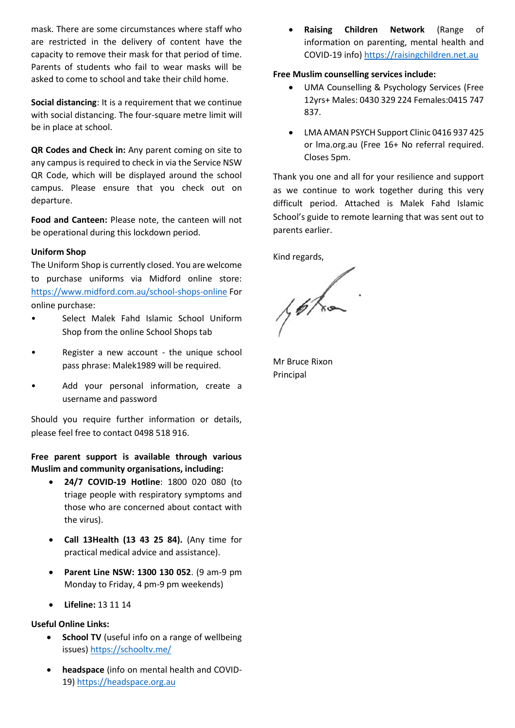mask. There are some circumstances where staff who are restricted in the delivery of content have the capacity to remove their mask for that period of time. Parents of students who fail to wear masks will be asked to come to school and take their child home.

**Social distancing**: It is a requirement that we continue with social distancing. The four-square metre limit will be in place at school.

**QR Codes and Check in:** Any parent coming on site to any campus is required to check in via the Service NSW QR Code, which will be displayed around the school campus. Please ensure that you check out on departure.

**Food and Canteen:** Please note, the canteen will not be operational during this lockdown period.

**Uniform Shop**

The Uniform Shop is currently closed. You are welcome to purchase uniforms via Midford online store: https://www.midford.com.au/school-shops-online For online purchase:

- Select Malek Fahd Islamic School Uniform Shop from the online School Shops tab
- Register a new account - the unique school pass phrase: Malek1989 will be required.
- Add your personal information, create a username and password

Should you require further information or details, please feel free to contact 0498 518 916.

**Free parent support is available through various Muslim and community organisations, including:**

- **24/7 COVID-19 Hotline**: 1800 020 080 (to triage people with respiratory symptoms and those who are concerned about contact with the virus).
- **Call 13Health (13 43 25 84).** (Any time for practical medical advice and assistance).
- **Parent Line NSW: 1300 130 052**. (9 am-9 pm Monday to Friday, 4 pm-9 pm weekends)
- **Lifeline:** 13 11 14

**Useful Online Links:**

- **School TV** (useful info on a range of wellbeing issues) https://schooltv.me/
- **headspace** (info on mental health and COVID-19) https://headspace.org.au
- **Raising Children Network** (Range of information on parenting, mental health and COVID-19 info) https://raisingchildren.net.au

**Free Muslim counselling services include:**

- UMA Counselling & Psychology Services (Free 12yrs+ Males: 0430 329 224 Females:0415 747 837.
- LMA AMAN PSYCH Support Clinic 0416 937 425 or lma.org.au (Free 16+ No referral required. Closes 5pm.

Thank you one and all for your resilience and support as we continue to work together during this very difficult period. Attached is Malek Fahd Islamic School's guide to remote learning that was sent out to parents earlier.

Kind regards,

Mr Bruce Rixon
Principal